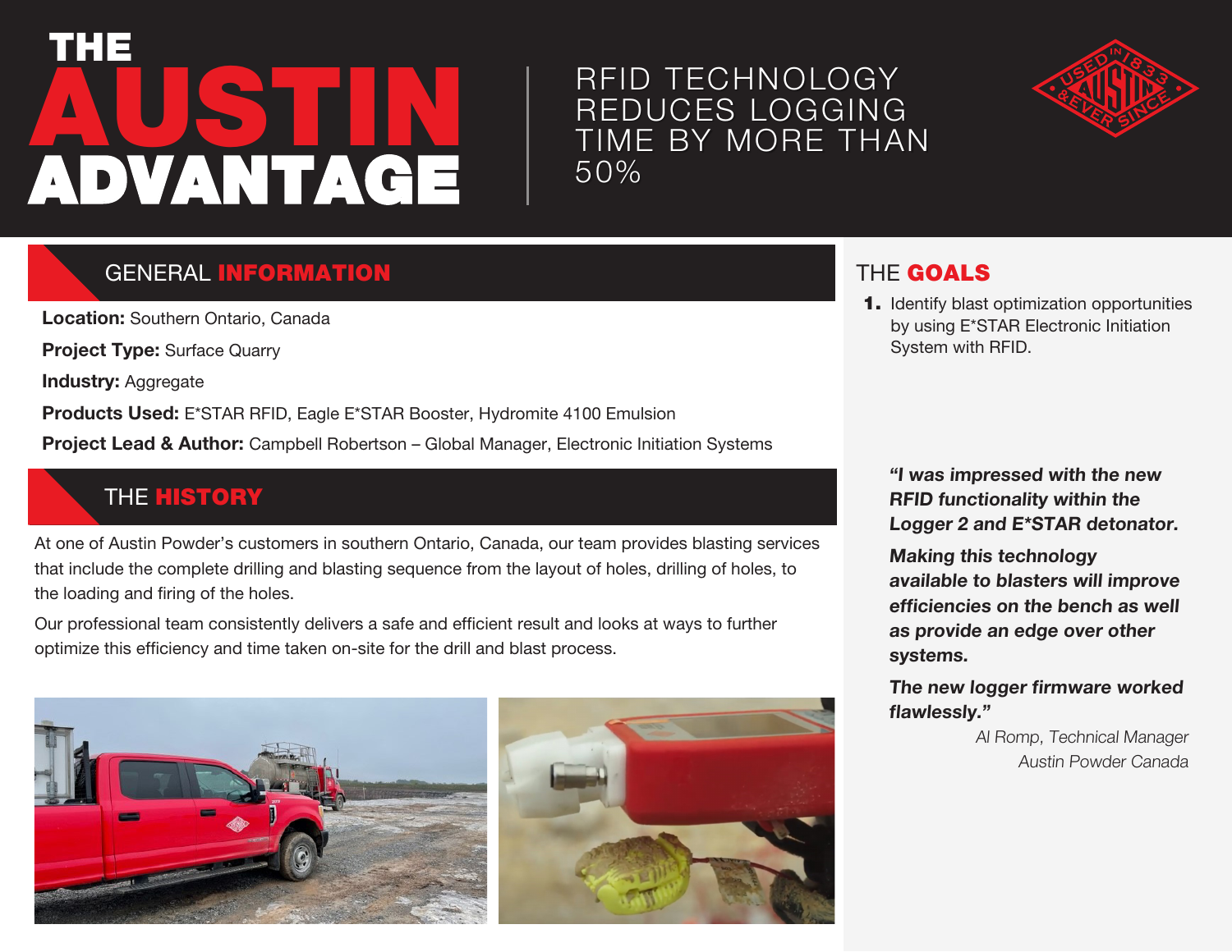# THE AUSTIN ADVANTAGE

## RFID TECHNOLOGY REDUCES LOGGING TIME BY MORE THAN 50%

## GENERAL INFORMATION

**Location:** Southern Ontario, Canada

**Project Type:** Surface Quarry

**Industry:** Aggregate

**Products Used:** E*STAR RFID, Eagle E*STAR Booster, Hydromite 4100 Emulsion

**Project Lead & Author:** Campbell Robertson – Global Manager, Electronic Initiation Systems

## THE HISTORY

At one of Austin Powder's customers in southern Ontario, Canada, our team provides blasting services that include the complete drilling and blasting sequence from the layout of holes, drilling of holes, to the loading and firing of the holes.

Our professional team consistently delivers a safe and efficient result and looks at ways to further optimize this efficiency and time taken on-site for the drill and blast process.

## THE GOALS

1. Identify blast optimization opportunities by using E*STAR Electronic Initiation System with RFID.

***"I was impressed with the new RFID functionality within the Logger 2 and E*STAR detonator.***

***Making this technology available to blasters will improve efficiencies on the bench as well as provide an edge over other systems.***

***The new logger firmware worked flawlessly."***

*Al Romp, Technical Manager*
*Austin Powder Canada*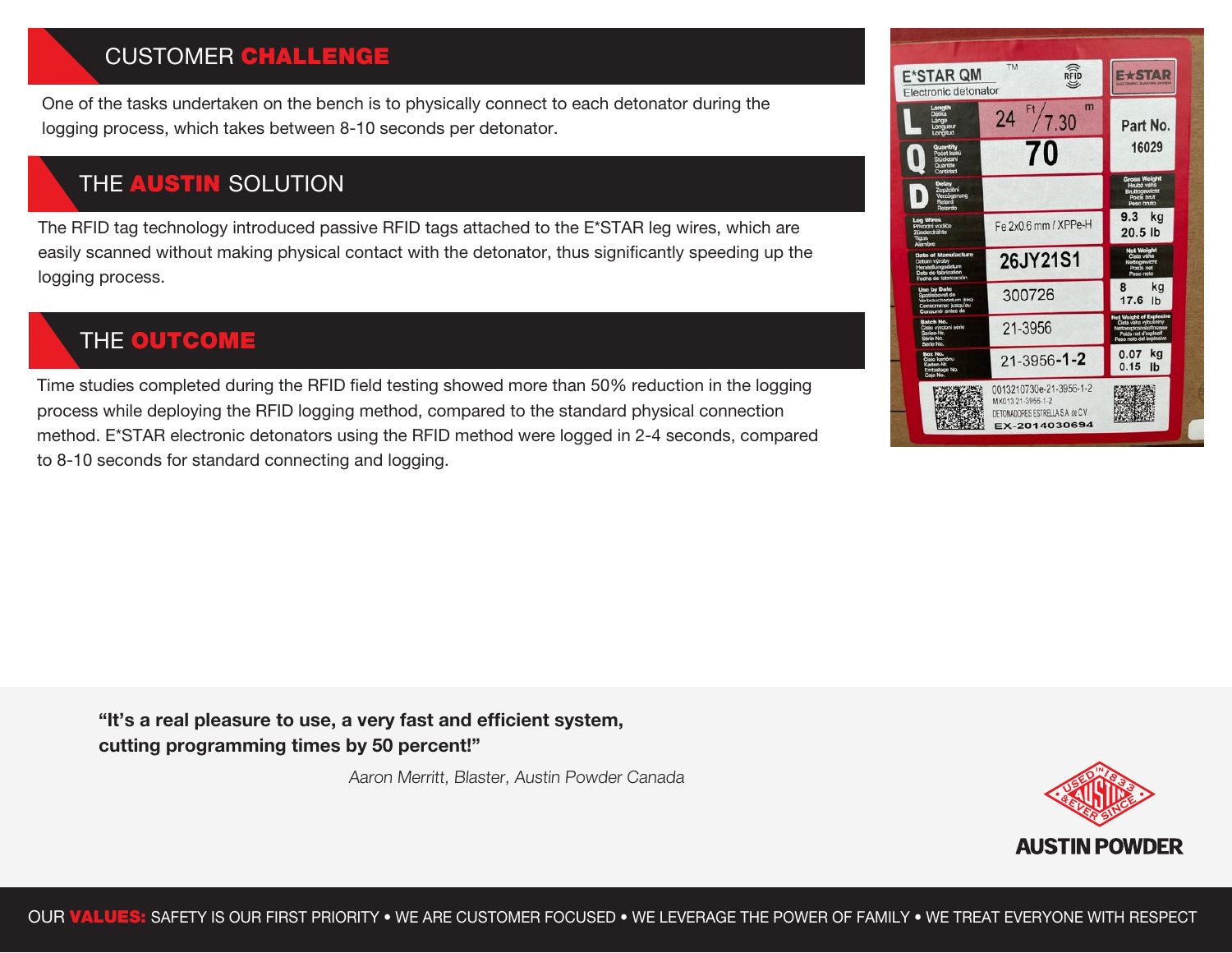## CUSTOMER **CHALLENGE**

One of the tasks undertaken on the bench is to physically connect to each detonator during the logging process, which takes between 8-10 seconds per detonator.

## THE **AUSTIN** SOLUTION

The RFID tag technology introduced passive RFID tags attached to the E*STAR leg wires, which are easily scanned without making physical contact with the detonator, thus significantly speeding up the logging process.

## THE **OUTCOME**

Time studies completed during the RFID field testing showed more than 50% reduction in the logging process while deploying the RFID logging method, compared to the standard physical connection method. E*STAR electronic detonators using the RFID method were logged in 2-4 seconds, compared to 8-10 seconds for standard connecting and logging.

**"It's a real pleasure to use, a very fast and efficient system, cutting programming times by 50 percent!"**

*Aaron Merritt, Blaster, Austin Powder Canada*

AUSTIN POWDER

OUR **VALUES:** SAFETY IS OUR FIRST PRIORITY • WE ARE CUSTOMER FOCUSED • WE LEVERAGE THE POWER OF FAMILY • WE TREAT EVERYONE WITH RESPECT